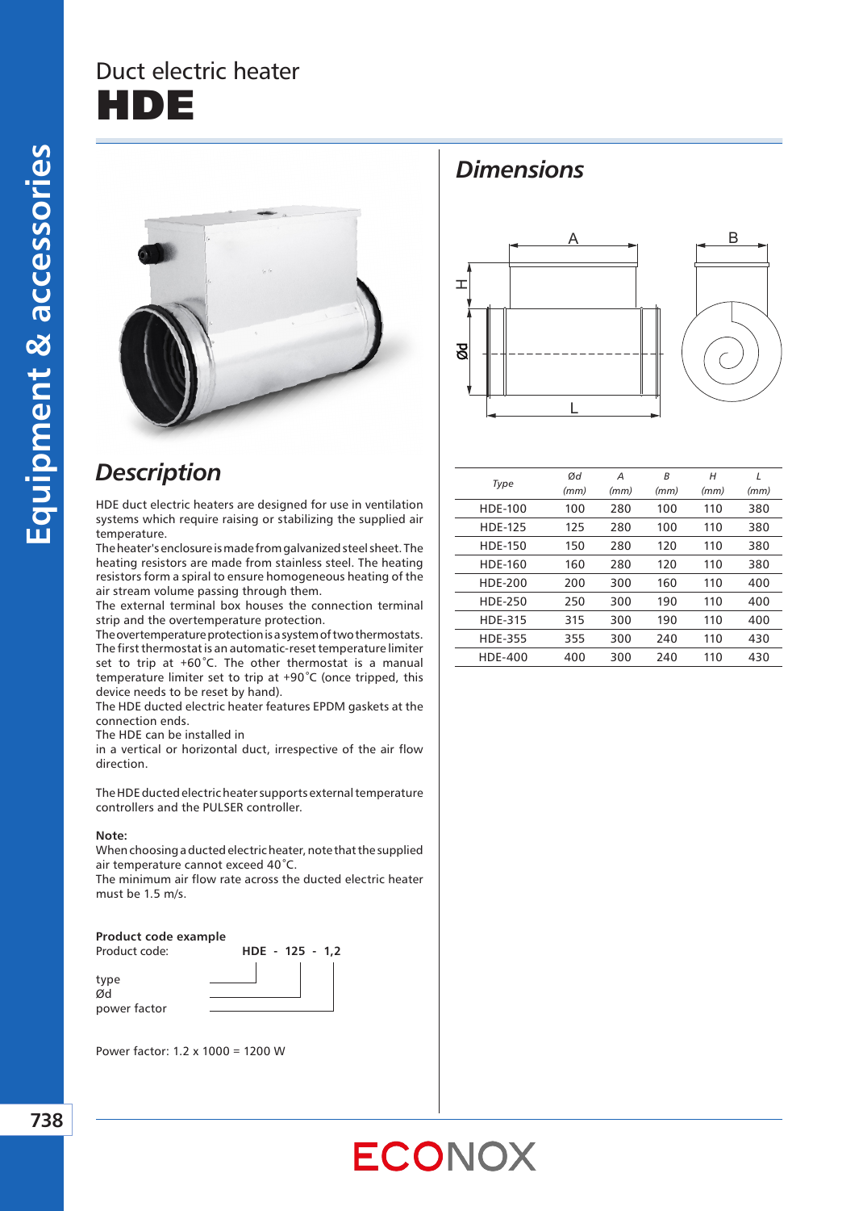# Duct electric heater

# HDE

## Description

HDE duct electric heaters are designed for use in ventilation systems which require raising or stabilizing the supplied air temperature.

The heater's enclosure is made from galvanized steel sheet. The heating resistors are made from stainless steel. The heating resistors form a spiral to ensure homogeneous heating of the air stream volume passing through them.

The external terminal box houses the connection terminal strip and the overtemperature protection.

The overtemperature protection is a system of two thermostats. The first thermostat is an automatic-reset temperature limiter set to trip at +60˚C. The other thermostat is a manual temperature limiter set to trip at +90˚C (once tripped, this device needs to be reset by hand).

The HDE ducted electric heater features EPDM gaskets at the connection ends.

The HDE can be installed in

in a vertical or horizontal duct, irrespective of the air flow direction.

The HDE ducted electric heater supports external temperature controllers and the PULSER controller.

**Note:**

When choosing a ducted electric heater, note that the supplied air temperature cannot exceed 40˚C.

The minimum air flow rate across the ducted electric heater must be 1.5 m/s.

**Product code example**

Product code: **HDE - 125 - 1,2**

type

Ød

power factor

Power factor: 1.2 x 1000 = 1200 W

## Dimensions

| *Type* | *Ød (mm)* | *A (mm)* | *B (mm)* | *H (mm)* | *L (mm)* |
|---|---|---|---|---|---|
| HDE-100 | 100 | 280 | 100 | 110 | 380 |
| HDE-125 | 125 | 280 | 100 | 110 | 380 |
| HDE-150 | 150 | 280 | 120 | 110 | 380 |
| HDE-160 | 160 | 280 | 120 | 110 | 380 |
| HDE-200 | 200 | 300 | 160 | 110 | 400 |
| HDE-250 | 250 | 300 | 190 | 110 | 400 |
| HDE-315 | 315 | 300 | 190 | 110 | 400 |
| HDE-355 | 355 | 300 | 240 | 110 | 430 |
| HDE-400 | 400 | 300 | 240 | 110 | 430 |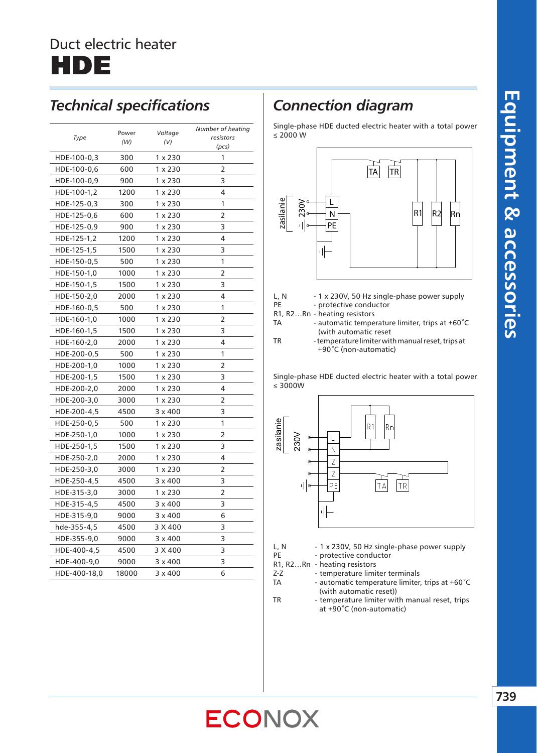Duct electric heater

# HDE

## Technical specifications

| Type | Power (W) | Voltage (V) | Number of heating resistors (pcs) |
|---|---|---|---|
| HDE-100-0,3 | 300 | 1 x 230 | 1 |
| HDE-100-0,6 | 600 | 1 x 230 | 2 |
| HDE-100-0,9 | 900 | 1 x 230 | 3 |
| HDE-100-1,2 | 1200 | 1 x 230 | 4 |
| HDE-125-0,3 | 300 | 1 x 230 | 1 |
| HDE-125-0,6 | 600 | 1 x 230 | 2 |
| HDE-125-0,9 | 900 | 1 x 230 | 3 |
| HDE-125-1,2 | 1200 | 1 x 230 | 4 |
| HDE-125-1,5 | 1500 | 1 x 230 | 3 |
| HDE-150-0,5 | 500 | 1 x 230 | 1 |
| HDE-150-1,0 | 1000 | 1 x 230 | 2 |
| HDE-150-1,5 | 1500 | 1 x 230 | 3 |
| HDE-150-2,0 | 2000 | 1 x 230 | 4 |
| HDE-160-0,5 | 500 | 1 x 230 | 1 |
| HDE-160-1,0 | 1000 | 1 x 230 | 2 |
| HDE-160-1,5 | 1500 | 1 x 230 | 3 |
| HDE-160-2,0 | 2000 | 1 x 230 | 4 |
| HDE-200-0,5 | 500 | 1 x 230 | 1 |
| HDE-200-1,0 | 1000 | 1 x 230 | 2 |
| HDE-200-1,5 | 1500 | 1 x 230 | 3 |
| HDE-200-2,0 | 2000 | 1 x 230 | 4 |
| HDE-200-3,0 | 3000 | 1 x 230 | 2 |
| HDE-200-4,5 | 4500 | 3 x 400 | 3 |
| HDE-250-0,5 | 500 | 1 x 230 | 1 |
| HDE-250-1,0 | 1000 | 1 x 230 | 2 |
| HDE-250-1,5 | 1500 | 1 x 230 | 3 |
| HDE-250-2,0 | 2000 | 1 x 230 | 4 |
| HDE-250-3,0 | 3000 | 1 x 230 | 2 |
| HDE-250-4,5 | 4500 | 3 x 400 | 3 |
| HDE-315-3,0 | 3000 | 1 x 230 | 2 |
| HDE-315-4,5 | 4500 | 3 x 400 | 3 |
| HDE-315-9,0 | 9000 | 3 x 400 | 6 |
| hde-355-4,5 | 4500 | 3 X 400 | 3 |
| HDE-355-9,0 | 9000 | 3 x 400 | 3 |
| HDE-400-4,5 | 4500 | 3 X 400 | 3 |
| HDE-400-9,0 | 9000 | 3 x 400 | 3 |
| HDE-400-18,0 | 18000 | 3 x 400 | 6 |

## Connection diagram

Single-phase HDE ducted electric heater with a total power ≤ 2000 W

L, N - 1 x 230V, 50 Hz single-phase power supply
PE - protective conductor
R1, R2...Rn - heating resistors
TA - automatic temperature limiter, trips at +60˚C (with automatic reset
TR - temperature limiter with manual reset, trips at +90˚C (non-automatic)

Single-phase HDE ducted electric heater with a total power ≤ 3000W

L, N - 1 x 230V, 50 Hz single-phase power supply
PE - protective conductor
R1, R2...Rn - heating resistors
Z-Z - temperature limiter terminals
TA - automatic temperature limiter, trips at +60˚C (with automatic reset))
TR - temperature limiter with manual reset, trips at +90˚C (non-automatic)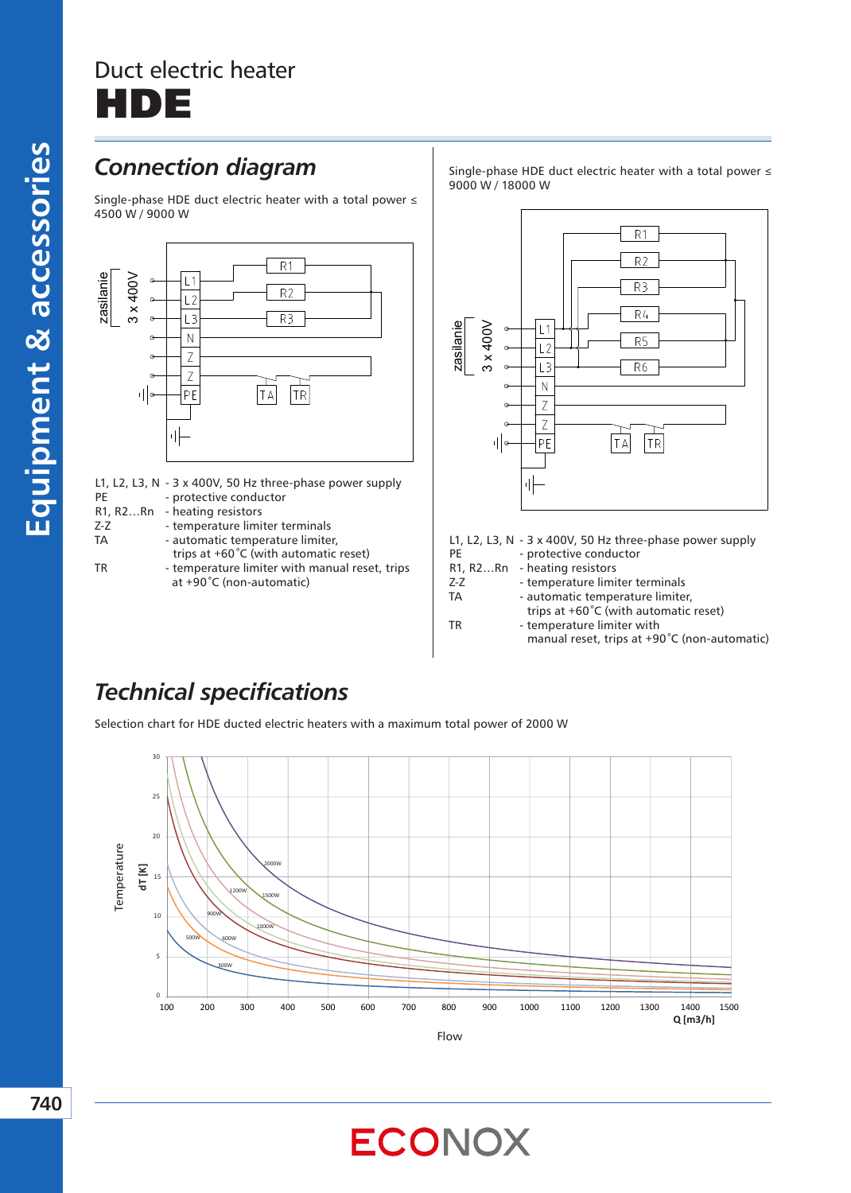# Duct electric heater
# HDE

## Connection diagram

Single-phase HDE duct electric heater with a total power ≤ 4500 W / 9000 W

- L1, L2, L3, N - 3 x 400V, 50 Hz three-phase power supply
- PE - protective conductor
- R1, R2…Rn - heating resistors
- Z-Z - temperature limiter terminals
- TA - automatic temperature limiter, trips at +60˚C (with automatic reset)
- TR - temperature limiter with manual reset, trips at +90˚C (non-automatic)

Single-phase HDE duct electric heater with a total power ≤ 9000 W / 18000 W

- L1, L2, L3, N - 3 x 400V, 50 Hz three-phase power supply
- PE - protective conductor
- R1, R2…Rn - heating resistors
- Z-Z - temperature limiter terminals
- TA - automatic temperature limiter, trips at +60˚C (with automatic reset)
- TR - temperature limiter with manual reset, trips at +90˚C (non-automatic)

## Technical specifications

Selection chart for HDE ducted electric heaters with a maximum total power of 2000 W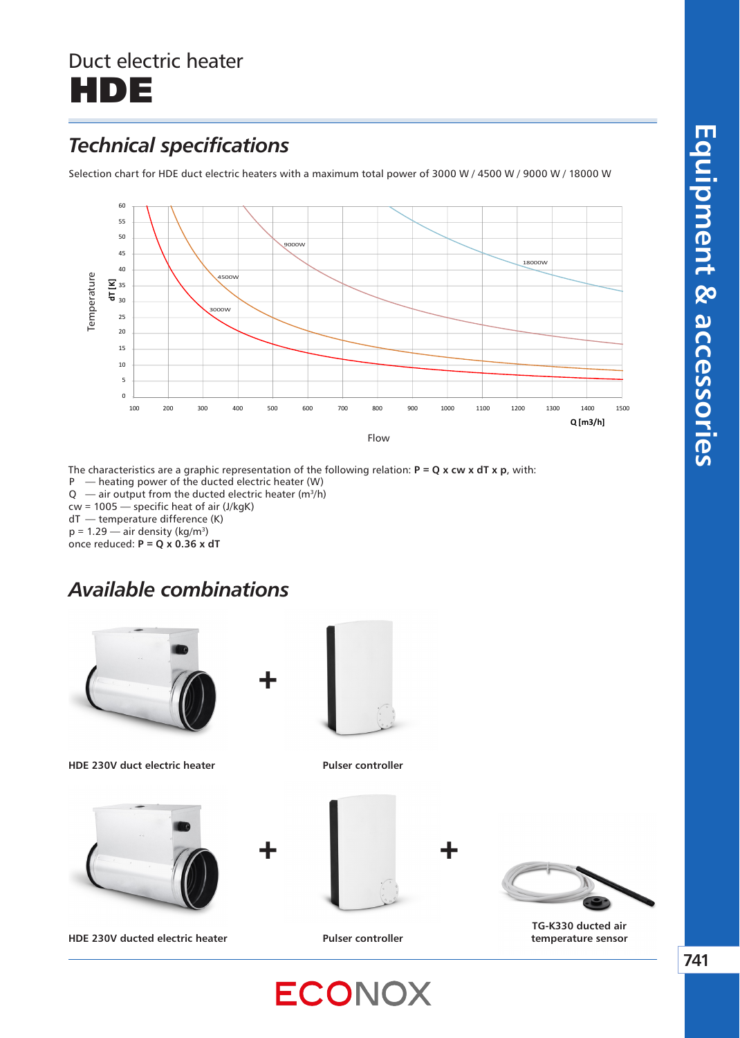# Duct electric heater

# HDE

## *Technical specifications*

Selection chart for HDE duct electric heaters with a maximum total power of 3000 W / 4500 W / 9000 W / 18000 W

The characteristics are a graphic representation of the following relation: **P = Q x cw x dT x p**, with:

P — heating power of the ducted electric heater (W)
Q — air output from the ducted electric heater ($m^3/h$)
cw = 1005 — specific heat of air (J/kgK)
dT — temperature difference (K)
p = 1.29 — air density ($kg/m^3$)
once reduced: **P = Q x 0.36 x dT**

## *Available combinations*

**HDE 230V duct electric heater** + **Pulser controller**

**HDE 230V ducted electric heater** + **Pulser controller** + **TG-K330 ducted air temperature sensor**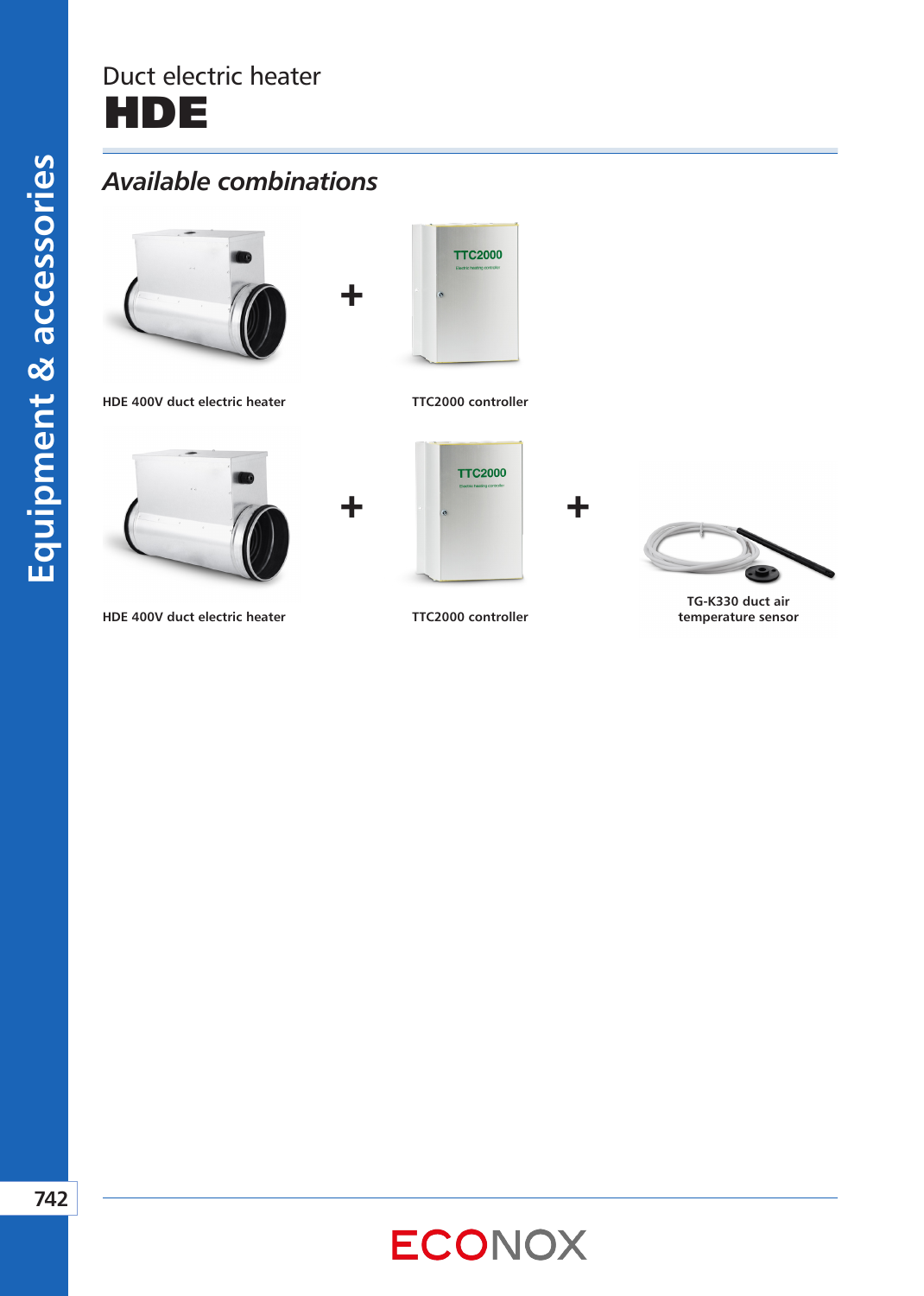Duct electric heater

# HDE

## *Available combinations*

HDE 400V duct electric heater + TTC2000 controller

HDE 400V duct electric heater + TTC2000 controller + TG-K330 duct air temperature sensor